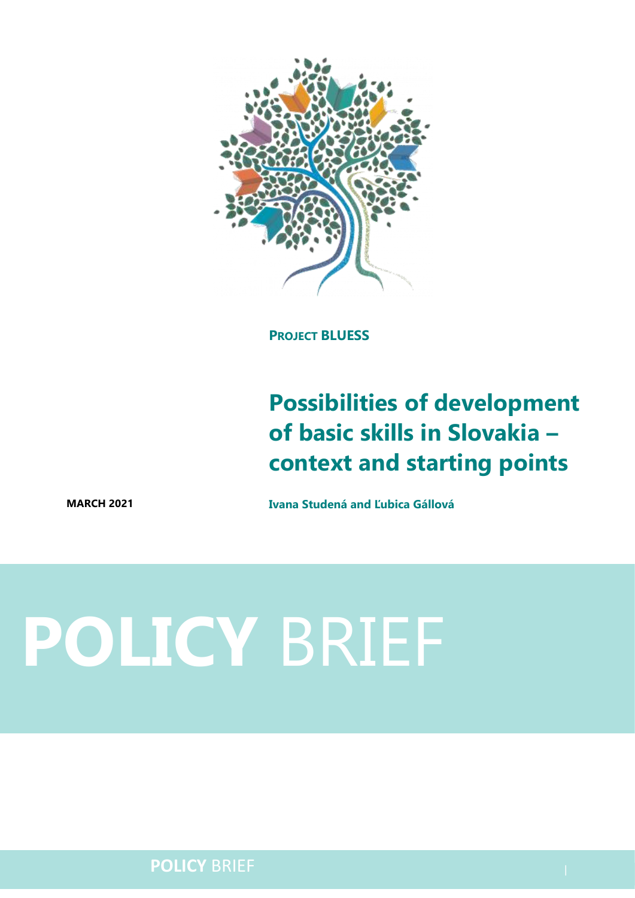**PROJECT BLUESS**

# Possibilities of development of basic skills in Slovakia – context and starting points

**MARCH 2021**

**Ivana Studená and Ľubica Gállová**

# **POLICY** BRIEF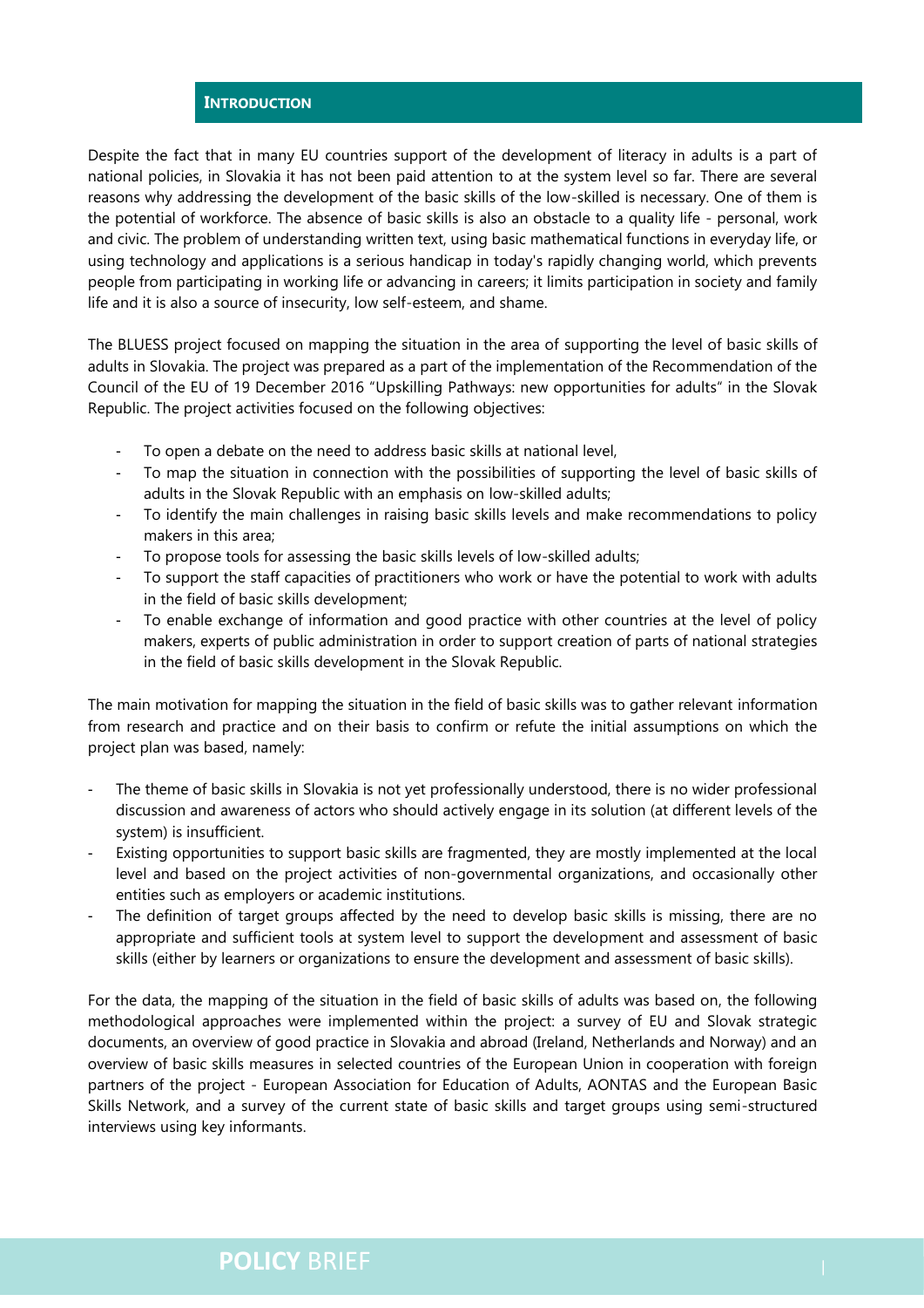## Introduction

Despite the fact that in many EU countries support of the development of literacy in adults is a part of national policies, in Slovakia it has not been paid attention to at the system level so far. There are several reasons why addressing the development of the basic skills of the low-skilled is necessary. One of them is the potential of workforce. The absence of basic skills is also an obstacle to a quality life - personal, work and civic. The problem of understanding written text, using basic mathematical functions in everyday life, or using technology and applications is a serious handicap in today's rapidly changing world, which prevents people from participating in working life or advancing in careers; it limits participation in society and family life and it is also a source of insecurity, low self-esteem, and shame.

The BLUESS project focused on mapping the situation in the area of supporting the level of basic skills of adults in Slovakia. The project was prepared as a part of the implementation of the Recommendation of the Council of the EU of 19 December 2016 "Upskilling Pathways: new opportunities for adults" in the Slovak Republic. The project activities focused on the following objectives:

- To open a debate on the need to address basic skills at national level,
- To map the situation in connection with the possibilities of supporting the level of basic skills of adults in the Slovak Republic with an emphasis on low-skilled adults;
- To identify the main challenges in raising basic skills levels and make recommendations to policy makers in this area;
- To propose tools for assessing the basic skills levels of low-skilled adults;
- To support the staff capacities of practitioners who work or have the potential to work with adults in the field of basic skills development;
- To enable exchange of information and good practice with other countries at the level of policy makers, experts of public administration in order to support creation of parts of national strategies in the field of basic skills development in the Slovak Republic.

The main motivation for mapping the situation in the field of basic skills was to gather relevant information from research and practice and on their basis to confirm or refute the initial assumptions on which the project plan was based, namely:

- The theme of basic skills in Slovakia is not yet professionally understood, there is no wider professional discussion and awareness of actors who should actively engage in its solution (at different levels of the system) is insufficient.
- Existing opportunities to support basic skills are fragmented, they are mostly implemented at the local level and based on the project activities of non-governmental organizations, and occasionally other entities such as employers or academic institutions.
- The definition of target groups affected by the need to develop basic skills is missing, there are no appropriate and sufficient tools at system level to support the development and assessment of basic skills (either by learners or organizations to ensure the development and assessment of basic skills).

For the data, the mapping of the situation in the field of basic skills of adults was based on, the following methodological approaches were implemented within the project: a survey of EU and Slovak strategic documents, an overview of good practice in Slovakia and abroad (Ireland, Netherlands and Norway) and an overview of basic skills measures in selected countries of the European Union in cooperation with foreign partners of the project - European Association for Education of Adults, AONTAS and the European Basic Skills Network, and a survey of the current state of basic skills and target groups using semi-structured interviews using key informants.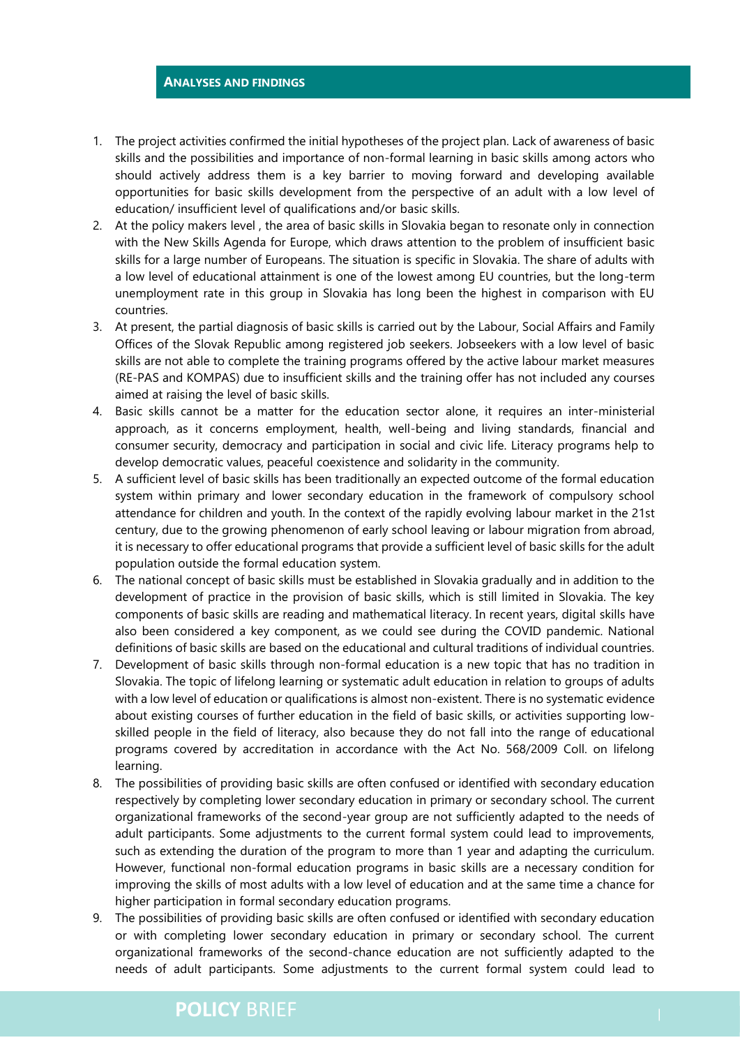## ANALYSES AND FINDINGS

1. The project activities confirmed the initial hypotheses of the project plan. Lack of awareness of basic skills and the possibilities and importance of non-formal learning in basic skills among actors who should actively address them is a key barrier to moving forward and developing available opportunities for basic skills development from the perspective of an adult with a low level of education/ insufficient level of qualifications and/or basic skills.
2. At the policy makers level , the area of basic skills in Slovakia began to resonate only in connection with the New Skills Agenda for Europe, which draws attention to the problem of insufficient basic skills for a large number of Europeans. The situation is specific in Slovakia. The share of adults with a low level of educational attainment is one of the lowest among EU countries, but the long-term unemployment rate in this group in Slovakia has long been the highest in comparison with EU countries.
3. At present, the partial diagnosis of basic skills is carried out by the Labour, Social Affairs and Family Offices of the Slovak Republic among registered job seekers. Jobseekers with a low level of basic skills are not able to complete the training programs offered by the active labour market measures (RE-PAS and KOMPAS) due to insufficient skills and the training offer has not included any courses aimed at raising the level of basic skills.
4. Basic skills cannot be a matter for the education sector alone, it requires an inter-ministerial approach, as it concerns employment, health, well-being and living standards, financial and consumer security, democracy and participation in social and civic life. Literacy programs help to develop democratic values, peaceful coexistence and solidarity in the community.
5. A sufficient level of basic skills has been traditionally an expected outcome of the formal education system within primary and lower secondary education in the framework of compulsory school attendance for children and youth. In the context of the rapidly evolving labour market in the 21st century, due to the growing phenomenon of early school leaving or labour migration from abroad, it is necessary to offer educational programs that provide a sufficient level of basic skills for the adult population outside the formal education system.
6. The national concept of basic skills must be established in Slovakia gradually and in addition to the development of practice in the provision of basic skills, which is still limited in Slovakia. The key components of basic skills are reading and mathematical literacy. In recent years, digital skills have also been considered a key component, as we could see during the COVID pandemic. National definitions of basic skills are based on the educational and cultural traditions of individual countries.
7. Development of basic skills through non-formal education is a new topic that has no tradition in Slovakia. The topic of lifelong learning or systematic adult education in relation to groups of adults with a low level of education or qualifications is almost non-existent. There is no systematic evidence about existing courses of further education in the field of basic skills, or activities supporting low-skilled people in the field of literacy, also because they do not fall into the range of educational programs covered by accreditation in accordance with the Act No. 568/2009 Coll. on lifelong learning.
8. The possibilities of providing basic skills are often confused or identified with secondary education respectively by completing lower secondary education in primary or secondary school. The current organizational frameworks of the second-year group are not sufficiently adapted to the needs of adult participants. Some adjustments to the current formal system could lead to improvements, such as extending the duration of the program to more than 1 year and adapting the curriculum. However, functional non-formal education programs in basic skills are a necessary condition for improving the skills of most adults with a low level of education and at the same time a chance for higher participation in formal secondary education programs.
9. The possibilities of providing basic skills are often confused or identified with secondary education or with completing lower secondary education in primary or secondary school. The current organizational frameworks of the second-chance education are not sufficiently adapted to the needs of adult participants. Some adjustments to the current formal system could lead to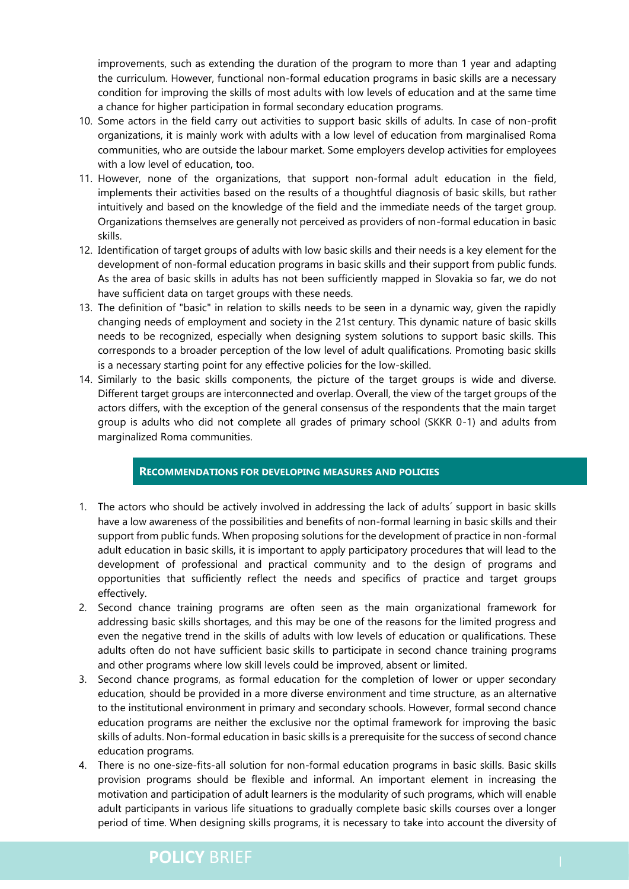improvements, such as extending the duration of the program to more than 1 year and adapting the curriculum. However, functional non-formal education programs in basic skills are a necessary condition for improving the skills of most adults with low levels of education and at the same time a chance for higher participation in formal secondary education programs.

10. Some actors in the field carry out activities to support basic skills of adults. In case of non-profit organizations, it is mainly work with adults with a low level of education from marginalised Roma communities, who are outside the labour market. Some employers develop activities for employees with a low level of education, too.
11. However, none of the organizations, that support non-formal adult education in the field, implements their activities based on the results of a thoughtful diagnosis of basic skills, but rather intuitively and based on the knowledge of the field and the immediate needs of the target group. Organizations themselves are generally not perceived as providers of non-formal education in basic skills.
12. Identification of target groups of adults with low basic skills and their needs is a key element for the development of non-formal education programs in basic skills and their support from public funds. As the area of basic skills in adults has not been sufficiently mapped in Slovakia so far, we do not have sufficient data on target groups with these needs.
13. The definition of "basic" in relation to skills needs to be seen in a dynamic way, given the rapidly changing needs of employment and society in the 21st century. This dynamic nature of basic skills needs to be recognized, especially when designing system solutions to support basic skills. This corresponds to a broader perception of the low level of adult qualifications. Promoting basic skills is a necessary starting point for any effective policies for the low-skilled.
14. Similarly to the basic skills components, the picture of the target groups is wide and diverse. Different target groups are interconnected and overlap. Overall, the view of the target groups of the actors differs, with the exception of the general consensus of the respondents that the main target group is adults who did not complete all grades of primary school (SKKR 0-1) and adults from marginalized Roma communities.

## RECOMMENDATIONS FOR DEVELOPING MEASURES AND POLICIES

1. The actors who should be actively involved in addressing the lack of adults´ support in basic skills have a low awareness of the possibilities and benefits of non-formal learning in basic skills and their support from public funds. When proposing solutions for the development of practice in non-formal adult education in basic skills, it is important to apply participatory procedures that will lead to the development of professional and practical community and to the design of programs and opportunities that sufficiently reflect the needs and specifics of practice and target groups effectively.
2. Second chance training programs are often seen as the main organizational framework for addressing basic skills shortages, and this may be one of the reasons for the limited progress and even the negative trend in the skills of adults with low levels of education or qualifications. These adults often do not have sufficient basic skills to participate in second chance training programs and other programs where low skill levels could be improved, absent or limited.
3. Second chance programs, as formal education for the completion of lower or upper secondary education, should be provided in a more diverse environment and time structure, as an alternative to the institutional environment in primary and secondary schools. However, formal second chance education programs are neither the exclusive nor the optimal framework for improving the basic skills of adults. Non-formal education in basic skills is a prerequisite for the success of second chance education programs.
4. There is no one-size-fits-all solution for non-formal education programs in basic skills. Basic skills provision programs should be flexible and informal. An important element in increasing the motivation and participation of adult learners is the modularity of such programs, which will enable adult participants in various life situations to gradually complete basic skills courses over a longer period of time. When designing skills programs, it is necessary to take into account the diversity of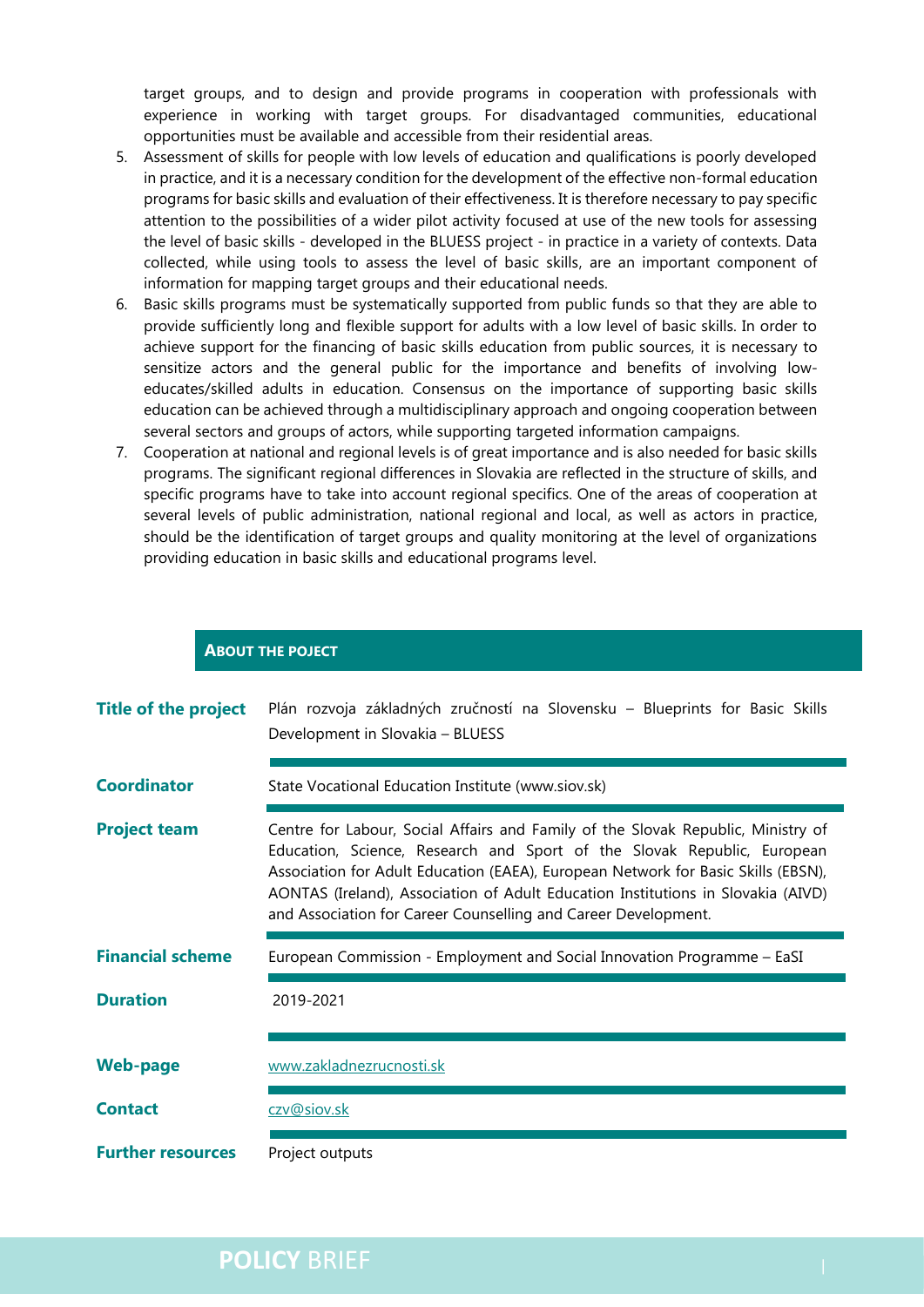target groups, and to design and provide programs in cooperation with professionals with experience in working with target groups. For disadvantaged communities, educational opportunities must be available and accessible from their residential areas.

5. Assessment of skills for people with low levels of education and qualifications is poorly developed in practice, and it is a necessary condition for the development of the effective non-formal education programs for basic skills and evaluation of their effectiveness. It is therefore necessary to pay specific attention to the possibilities of a wider pilot activity focused at use of the new tools for assessing the level of basic skills - developed in the BLUESS project - in practice in a variety of contexts. Data collected, while using tools to assess the level of basic skills, are an important component of information for mapping target groups and their educational needs.
6. Basic skills programs must be systematically supported from public funds so that they are able to provide sufficiently long and flexible support for adults with a low level of basic skills. In order to achieve support for the financing of basic skills education from public sources, it is necessary to sensitize actors and the general public for the importance and benefits of involving low-educates/skilled adults in education. Consensus on the importance of supporting basic skills education can be achieved through a multidisciplinary approach and ongoing cooperation between several sectors and groups of actors, while supporting targeted information campaigns.
7. Cooperation at national and regional levels is of great importance and is also needed for basic skills programs. The significant regional differences in Slovakia are reflected in the structure of skills, and specific programs have to take into account regional specifics. One of the areas of cooperation at several levels of public administration, national regional and local, as well as actors in practice, should be the identification of target groups and quality monitoring at the level of organizations providing education in basic skills and educational programs level.

## ABOUT THE POJECT

| | |
|---|---|
| **Title of the project** | Plán rozvoja základných zručností na Slovensku – Blueprints for Basic Skills Development in Slovakia – BLUESS |
| **Coordinator** | State Vocational Education Institute (www.siov.sk) |
| **Project team** | Centre for Labour, Social Affairs and Family of the Slovak Republic, Ministry of Education, Science, Research and Sport of the Slovak Republic, European Association for Adult Education (EAEA), European Network for Basic Skills (EBSN), AONTAS (Ireland), Association of Adult Education Institutions in Slovakia (AIVD) and Association for Career Counselling and Career Development. |
| **Financial scheme** | European Commission - Employment and Social Innovation Programme – EaSI |
| **Duration** | 2019-2021 |
| **Web-page** | www.zakladnezrucnosti.sk |
| **Contact** | czv@siov.sk |
| **Further resources** | Project outputs |